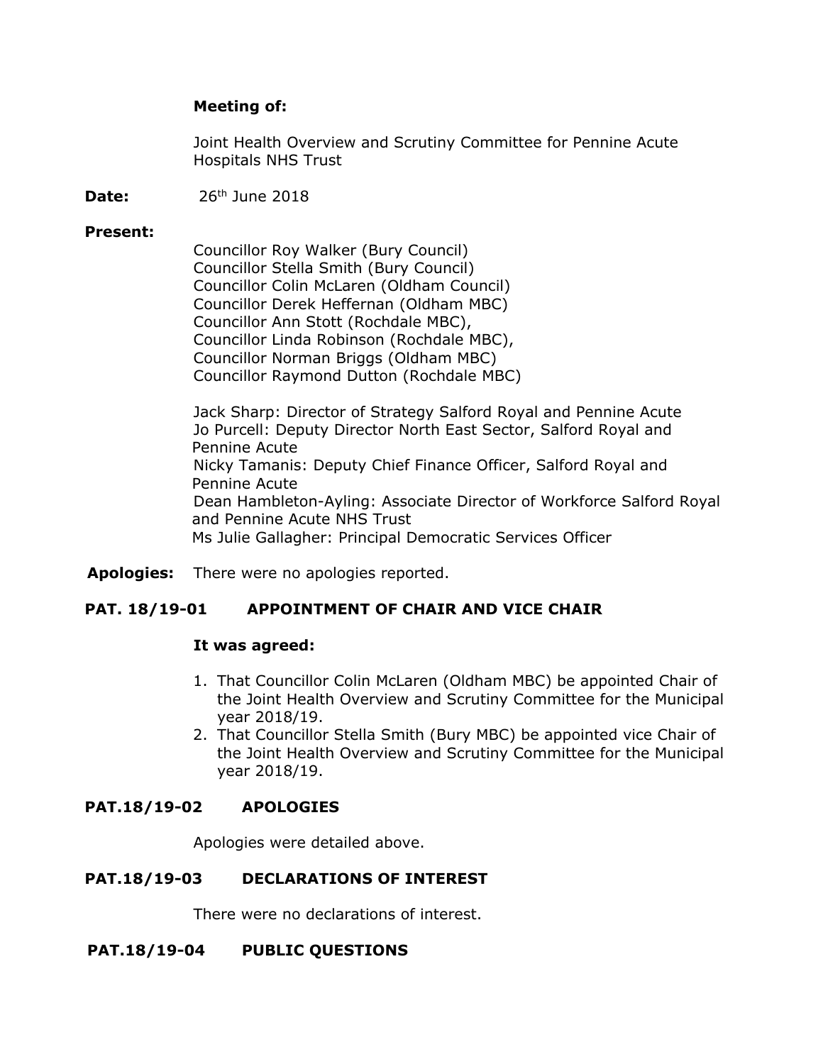**Meeting of:**

Joint Health Overview and Scrutiny Committee for Pennine Acute Hospitals NHS Trust

**Date:** 26th June 2018

**Present:**

Councillor Roy Walker (Bury Council)
Councillor Stella Smith (Bury Council)
Councillor Colin McLaren (Oldham Council)
Councillor Derek Heffernan (Oldham MBC)
Councillor Ann Stott (Rochdale MBC),
Councillor Linda Robinson (Rochdale MBC),
Councillor Norman Briggs (Oldham MBC)
Councillor Raymond Dutton (Rochdale MBC)

Jack Sharp: Director of Strategy Salford Royal and Pennine Acute
Jo Purcell: Deputy Director North East Sector, Salford Royal and Pennine Acute
Nicky Tamanis: Deputy Chief Finance Officer, Salford Royal and Pennine Acute
Dean Hambleton-Ayling: Associate Director of Workforce Salford Royal and Pennine Acute NHS Trust
Ms Julie Gallagher: Principal Democratic Services Officer

**Apologies:** There were no apologies reported.

## PAT. 18/19-01 APPOINTMENT OF CHAIR AND VICE CHAIR

**It was agreed:**

1. That Councillor Colin McLaren (Oldham MBC) be appointed Chair of the Joint Health Overview and Scrutiny Committee for the Municipal year 2018/19.
2. That Councillor Stella Smith (Bury MBC) be appointed vice Chair of the Joint Health Overview and Scrutiny Committee for the Municipal year 2018/19.

## PAT.18/19-02 APOLOGIES

Apologies were detailed above.

## PAT.18/19-03 DECLARATIONS OF INTEREST

There were no declarations of interest.

## PAT.18/19-04 PUBLIC QUESTIONS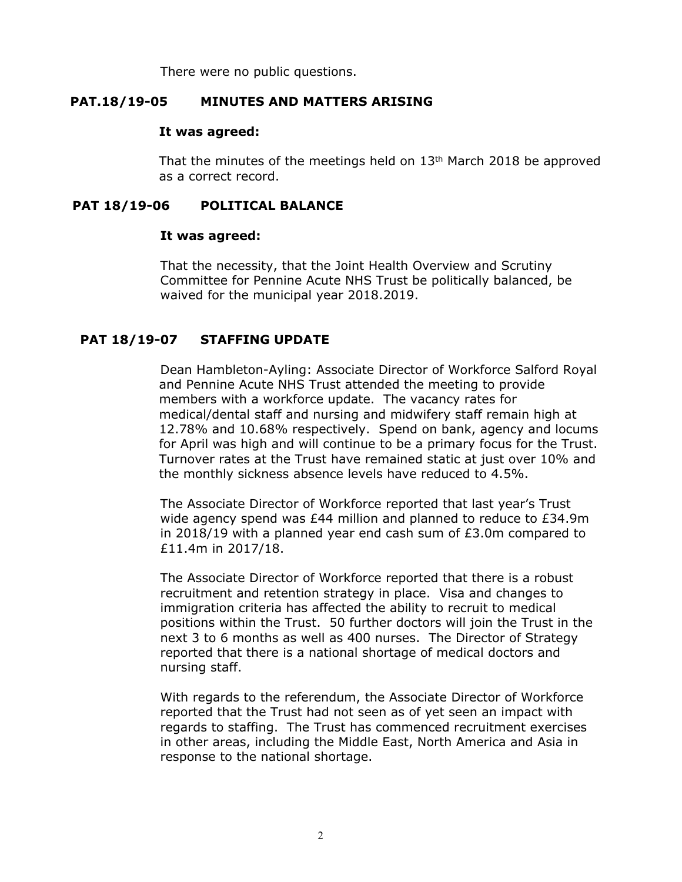There were no public questions.

**PAT.18/19-05 MINUTES AND MATTERS ARISING**

**It was agreed:**

That the minutes of the meetings held on 13th March 2018 be approved as a correct record.

**PAT 18/19-06 POLITICAL BALANCE**

**It was agreed:**

That the necessity, that the Joint Health Overview and Scrutiny Committee for Pennine Acute NHS Trust be politically balanced, be waived for the municipal year 2018.2019.

**PAT 18/19-07 STAFFING UPDATE**

Dean Hambleton-Ayling: Associate Director of Workforce Salford Royal and Pennine Acute NHS Trust attended the meeting to provide members with a workforce update. The vacancy rates for medical/dental staff and nursing and midwifery staff remain high at 12.78% and 10.68% respectively. Spend on bank, agency and locums for April was high and will continue to be a primary focus for the Trust. Turnover rates at the Trust have remained static at just over 10% and the monthly sickness absence levels have reduced to 4.5%.

The Associate Director of Workforce reported that last year's Trust wide agency spend was £44 million and planned to reduce to £34.9m in 2018/19 with a planned year end cash sum of £3.0m compared to £11.4m in 2017/18.

The Associate Director of Workforce reported that there is a robust recruitment and retention strategy in place. Visa and changes to immigration criteria has affected the ability to recruit to medical positions within the Trust. 50 further doctors will join the Trust in the next 3 to 6 months as well as 400 nurses. The Director of Strategy reported that there is a national shortage of medical doctors and nursing staff.

With regards to the referendum, the Associate Director of Workforce reported that the Trust had not seen as of yet seen an impact with regards to staffing. The Trust has commenced recruitment exercises in other areas, including the Middle East, North America and Asia in response to the national shortage.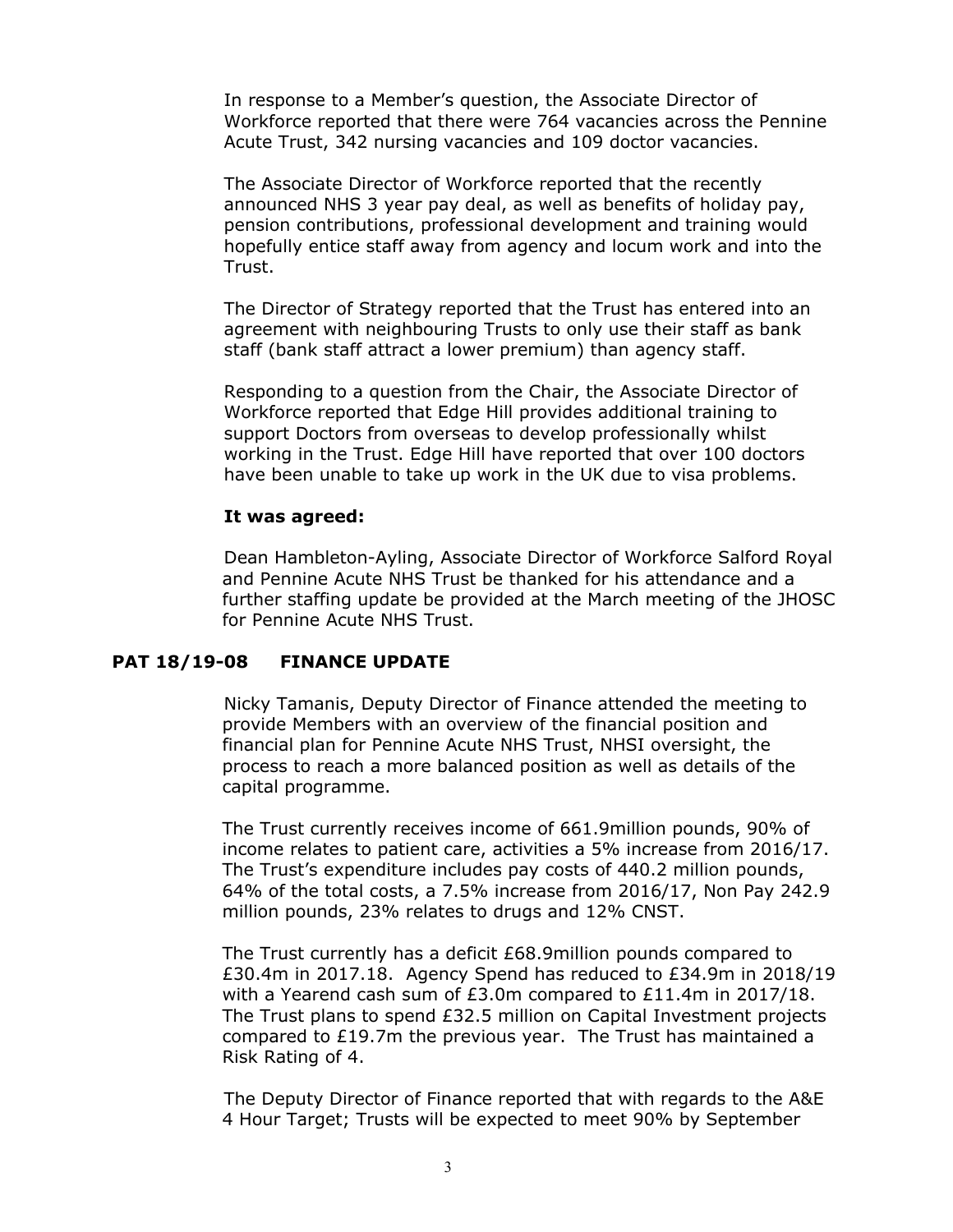In response to a Member's question, the Associate Director of Workforce reported that there were 764 vacancies across the Pennine Acute Trust, 342 nursing vacancies and 109 doctor vacancies.

The Associate Director of Workforce reported that the recently announced NHS 3 year pay deal, as well as benefits of holiday pay, pension contributions, professional development and training would hopefully entice staff away from agency and locum work and into the Trust.

The Director of Strategy reported that the Trust has entered into an agreement with neighbouring Trusts to only use their staff as bank staff (bank staff attract a lower premium) than agency staff.

Responding to a question from the Chair, the Associate Director of Workforce reported that Edge Hill provides additional training to support Doctors from overseas to develop professionally whilst working in the Trust. Edge Hill have reported that over 100 doctors have been unable to take up work in the UK due to visa problems.

**It was agreed:**

Dean Hambleton-Ayling, Associate Director of Workforce Salford Royal and Pennine Acute NHS Trust be thanked for his attendance and a further staffing update be provided at the March meeting of the JHOSC for Pennine Acute NHS Trust.

## PAT 18/19-08 FINANCE UPDATE

Nicky Tamanis, Deputy Director of Finance attended the meeting to provide Members with an overview of the financial position and financial plan for Pennine Acute NHS Trust, NHSI oversight, the process to reach a more balanced position as well as details of the capital programme.

The Trust currently receives income of 661.9million pounds, 90% of income relates to patient care, activities a 5% increase from 2016/17. The Trust's expenditure includes pay costs of 440.2 million pounds, 64% of the total costs, a 7.5% increase from 2016/17, Non Pay 242.9 million pounds, 23% relates to drugs and 12% CNST.

The Trust currently has a deficit £68.9million pounds compared to £30.4m in 2017.18. Agency Spend has reduced to £34.9m in 2018/19 with a Yearend cash sum of £3.0m compared to £11.4m in 2017/18. The Trust plans to spend £32.5 million on Capital Investment projects compared to £19.7m the previous year. The Trust has maintained a Risk Rating of 4.

The Deputy Director of Finance reported that with regards to the A&E 4 Hour Target; Trusts will be expected to meet 90% by September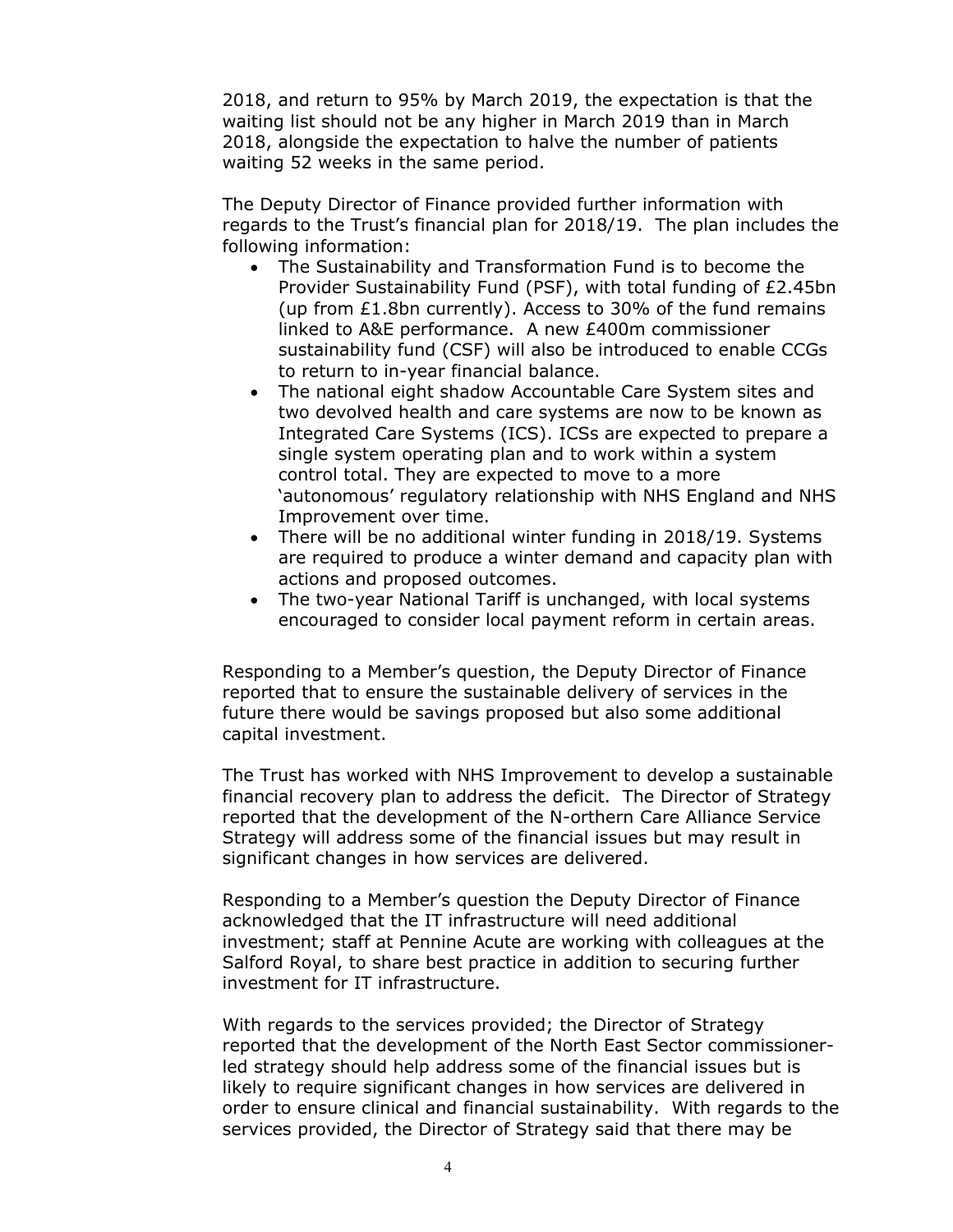2018, and return to 95% by March 2019, the expectation is that the waiting list should not be any higher in March 2019 than in March 2018, alongside the expectation to halve the number of patients waiting 52 weeks in the same period.

The Deputy Director of Finance provided further information with regards to the Trust's financial plan for 2018/19. The plan includes the following information:

- The Sustainability and Transformation Fund is to become the Provider Sustainability Fund (PSF), with total funding of £2.45bn (up from £1.8bn currently). Access to 30% of the fund remains linked to A&E performance. A new £400m commissioner sustainability fund (CSF) will also be introduced to enable CCGs to return to in-year financial balance.
- The national eight shadow Accountable Care System sites and two devolved health and care systems are now to be known as Integrated Care Systems (ICS). ICSs are expected to prepare a single system operating plan and to work within a system control total. They are expected to move to a more 'autonomous' regulatory relationship with NHS England and NHS Improvement over time.
- There will be no additional winter funding in 2018/19. Systems are required to produce a winter demand and capacity plan with actions and proposed outcomes.
- The two-year National Tariff is unchanged, with local systems encouraged to consider local payment reform in certain areas.

Responding to a Member's question, the Deputy Director of Finance reported that to ensure the sustainable delivery of services in the future there would be savings proposed but also some additional capital investment.

The Trust has worked with NHS Improvement to develop a sustainable financial recovery plan to address the deficit. The Director of Strategy reported that the development of the N-orthern Care Alliance Service Strategy will address some of the financial issues but may result in significant changes in how services are delivered.

Responding to a Member's question the Deputy Director of Finance acknowledged that the IT infrastructure will need additional investment; staff at Pennine Acute are working with colleagues at the Salford Royal, to share best practice in addition to securing further investment for IT infrastructure.

With regards to the services provided; the Director of Strategy reported that the development of the North East Sector commissioner-led strategy should help address some of the financial issues but is likely to require significant changes in how services are delivered in order to ensure clinical and financial sustainability. With regards to the services provided, the Director of Strategy said that there may be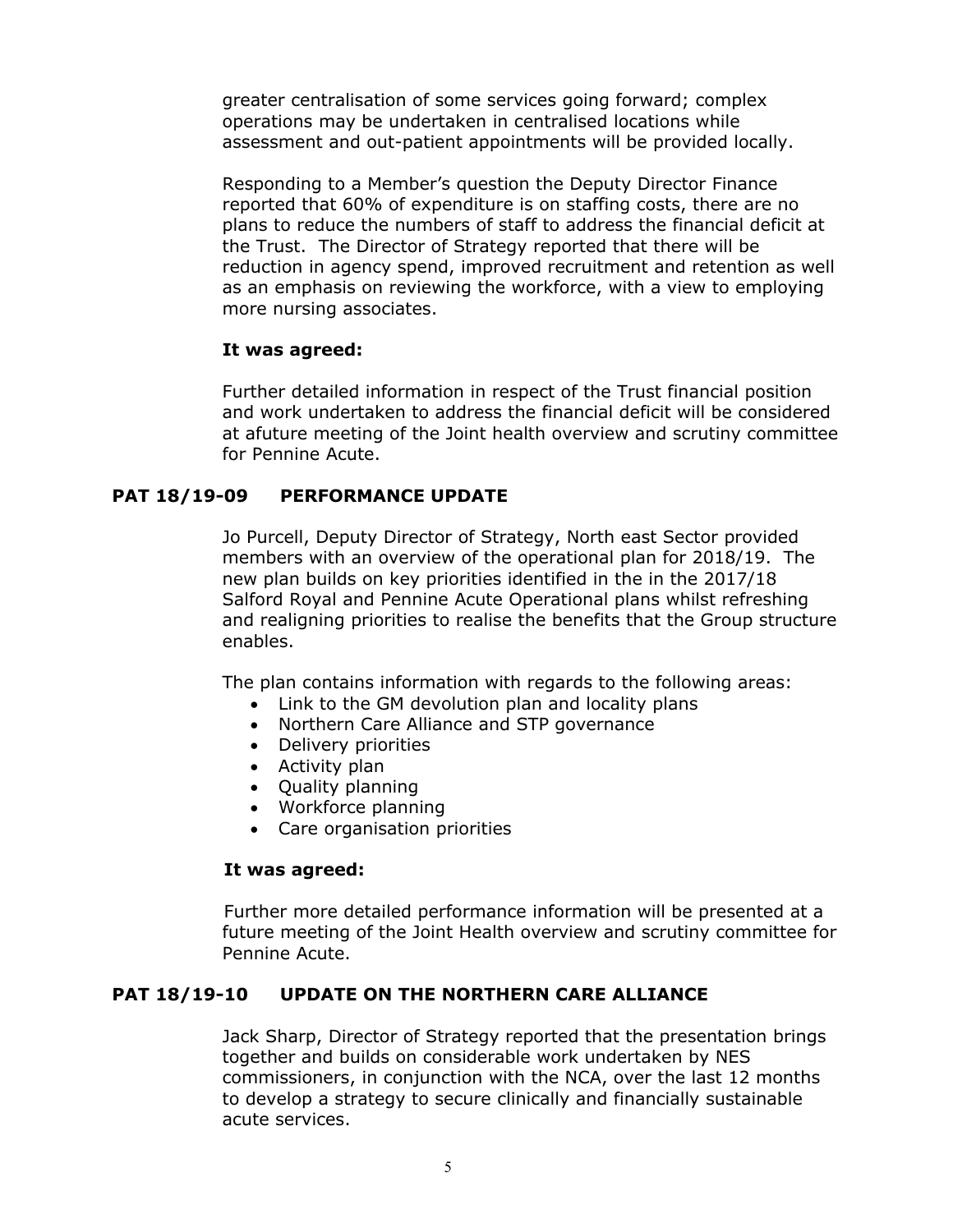greater centralisation of some services going forward; complex operations may be undertaken in centralised locations while assessment and out-patient appointments will be provided locally.

Responding to a Member's question the Deputy Director Finance reported that 60% of expenditure is on staffing costs, there are no plans to reduce the numbers of staff to address the financial deficit at the Trust. The Director of Strategy reported that there will be reduction in agency spend, improved recruitment and retention as well as an emphasis on reviewing the workforce, with a view to employing more nursing associates.

**It was agreed:**

Further detailed information in respect of the Trust financial position and work undertaken to address the financial deficit will be considered at afuture meeting of the Joint health overview and scrutiny committee for Pennine Acute.

## PAT 18/19-09 PERFORMANCE UPDATE

Jo Purcell, Deputy Director of Strategy, North east Sector provided members with an overview of the operational plan for 2018/19. The new plan builds on key priorities identified in the in the 2017/18 Salford Royal and Pennine Acute Operational plans whilst refreshing and realigning priorities to realise the benefits that the Group structure enables.

The plan contains information with regards to the following areas:

- Link to the GM devolution plan and locality plans
- Northern Care Alliance and STP governance
- Delivery priorities
- Activity plan
- Quality planning
- Workforce planning
- Care organisation priorities

**It was agreed:**

Further more detailed performance information will be presented at a future meeting of the Joint Health overview and scrutiny committee for Pennine Acute.

## PAT 18/19-10 UPDATE ON THE NORTHERN CARE ALLIANCE

Jack Sharp, Director of Strategy reported that the presentation brings together and builds on considerable work undertaken by NES commissioners, in conjunction with the NCA, over the last 12 months to develop a strategy to secure clinically and financially sustainable acute services.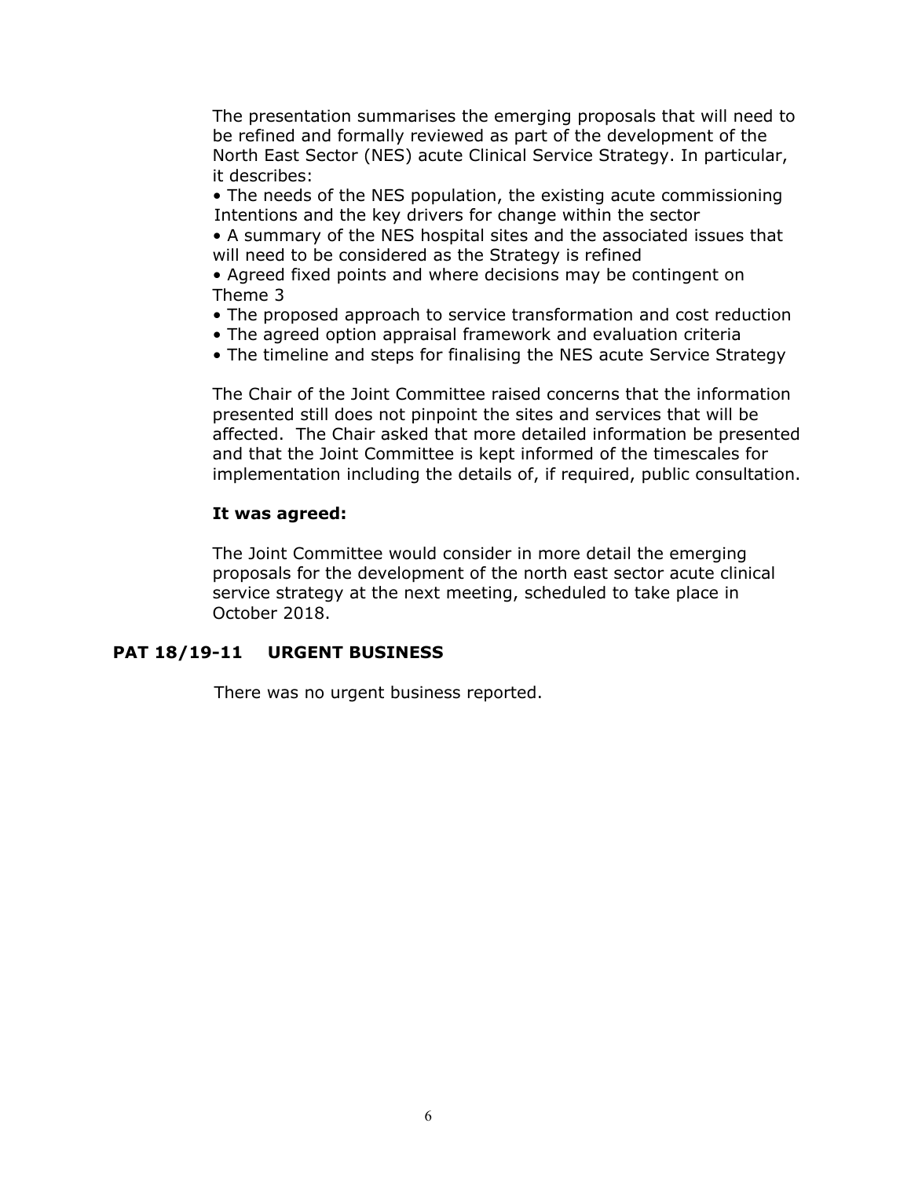The presentation summarises the emerging proposals that will need to be refined and formally reviewed as part of the development of the North East Sector (NES) acute Clinical Service Strategy. In particular, it describes:

- The needs of the NES population, the existing acute commissioning Intentions and the key drivers for change within the sector
- A summary of the NES hospital sites and the associated issues that will need to be considered as the Strategy is refined
- Agreed fixed points and where decisions may be contingent on Theme 3
- The proposed approach to service transformation and cost reduction
- The agreed option appraisal framework and evaluation criteria
- The timeline and steps for finalising the NES acute Service Strategy

The Chair of the Joint Committee raised concerns that the information presented still does not pinpoint the sites and services that will be affected. The Chair asked that more detailed information be presented and that the Joint Committee is kept informed of the timescales for implementation including the details of, if required, public consultation.

**It was agreed:**

The Joint Committee would consider in more detail the emerging proposals for the development of the north east sector acute clinical service strategy at the next meeting, scheduled to take place in October 2018.

## PAT 18/19-11 URGENT BUSINESS

There was no urgent business reported.